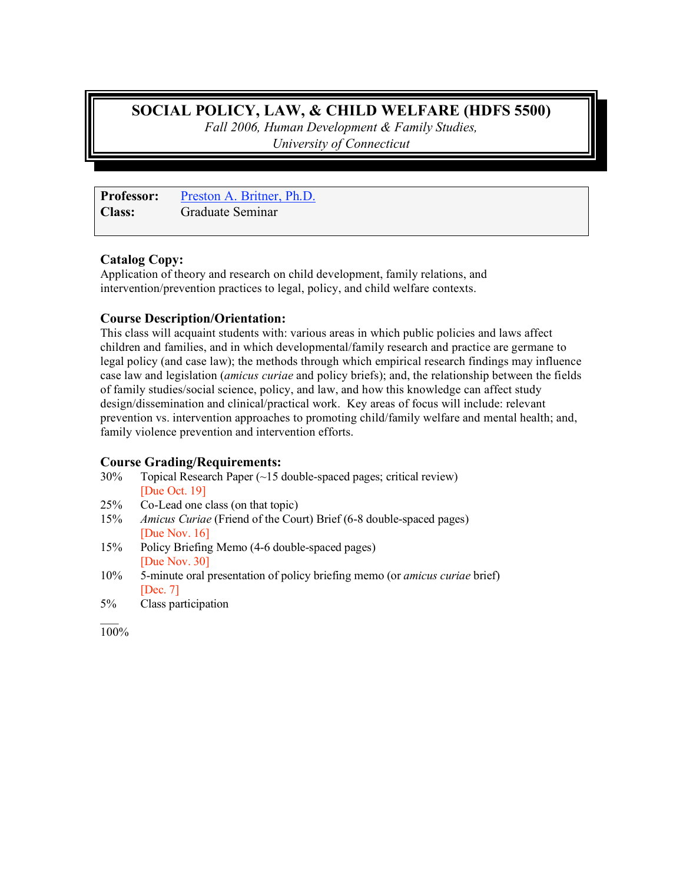# SOCIAL POLICY, LAW, & CHILD WELFARE (HDFS 5500)

*Fall 2006, Human Development & Family Studies, University of Connecticut*

**Professor:** Preston A. Britner, Ph.D.
**Class:** Graduate Seminar

### Catalog Copy:

Application of theory and research on child development, family relations, and intervention/prevention practices to legal, policy, and child welfare contexts.

### Course Description/Orientation:

This class will acquaint students with: various areas in which public policies and laws affect children and families, and in which developmental/family research and practice are germane to legal policy (and case law); the methods through which empirical research findings may influence case law and legislation (*amicus curiae* and policy briefs); and, the relationship between the fields of family studies/social science, policy, and law, and how this knowledge can affect study design/dissemination and clinical/practical work. Key areas of focus will include: relevant prevention vs. intervention approaches to promoting child/family welfare and mental health; and, family violence prevention and intervention efforts.

### Course Grading/Requirements:

30% Topical Research Paper (~15 double-spaced pages; critical review)
[Due Oct. 19]

25% Co-Lead one class (on that topic)

15% *Amicus Curiae* (Friend of the Court) Brief (6-8 double-spaced pages)
[Due Nov. 16]

15% Policy Briefing Memo (4-6 double-spaced pages)
[Due Nov. 30]

10% 5-minute oral presentation of policy briefing memo (or *amicus curiae* brief)
[Dec. 7]

5% Class participation

___
100%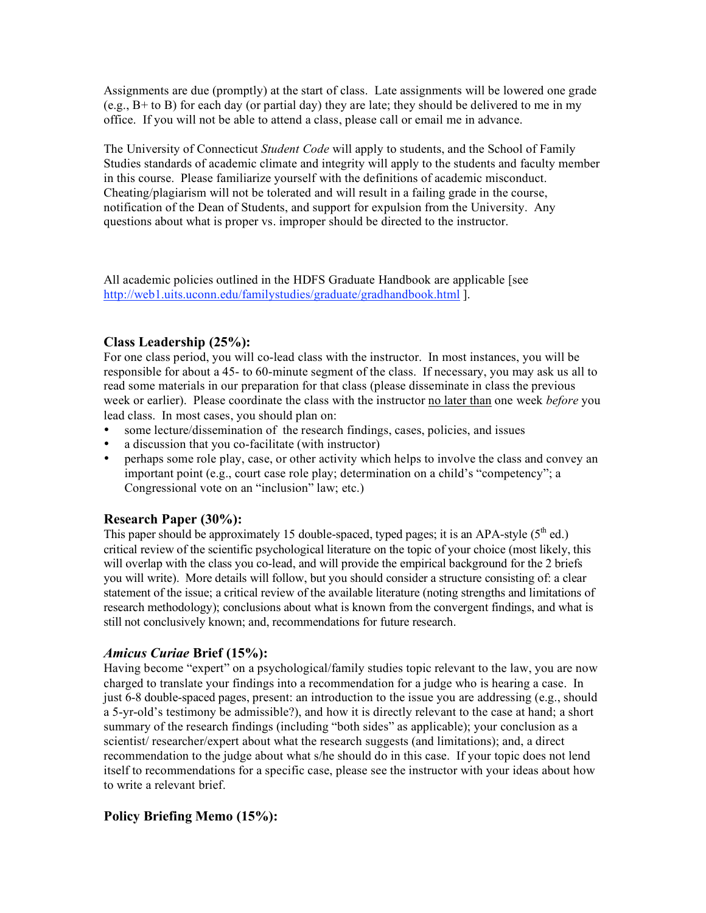Assignments are due (promptly) at the start of class. Late assignments will be lowered one grade (e.g., B+ to B) for each day (or partial day) they are late; they should be delivered to me in my office. If you will not be able to attend a class, please call or email me in advance.

The University of Connecticut *Student Code* will apply to students, and the School of Family Studies standards of academic climate and integrity will apply to the students and faculty member in this course. Please familiarize yourself with the definitions of academic misconduct. Cheating/plagiarism will not be tolerated and will result in a failing grade in the course, notification of the Dean of Students, and support for expulsion from the University. Any questions about what is proper vs. improper should be directed to the instructor.

All academic policies outlined in the HDFS Graduate Handbook are applicable [see http://web1.uits.uconn.edu/familystudies/graduate/gradhandbook.html ].

### Class Leadership (25%):

For one class period, you will co-lead class with the instructor. In most instances, you will be responsible for about a 45- to 60-minute segment of the class. If necessary, you may ask us all to read some materials in our preparation for that class (please disseminate in class the previous week or earlier). Please coordinate the class with the instructor <u>no later than</u> one week *before* you lead class. In most cases, you should plan on:

- some lecture/dissemination of the research findings, cases, policies, and issues
- a discussion that you co-facilitate (with instructor)
- perhaps some role play, case, or other activity which helps to involve the class and convey an important point (e.g., court case role play; determination on a child's "competency"; a Congressional vote on an "inclusion" law; etc.)

### Research Paper (30%):

This paper should be approximately 15 double-spaced, typed pages; it is an APA-style (5th ed.) critical review of the scientific psychological literature on the topic of your choice (most likely, this will overlap with the class you co-lead, and will provide the empirical background for the 2 briefs you will write). More details will follow, but you should consider a structure consisting of: a clear statement of the issue; a critical review of the available literature (noting strengths and limitations of research methodology); conclusions about what is known from the convergent findings, and what is still not conclusively known; and, recommendations for future research.

### *Amicus Curiae* Brief (15%):

Having become "expert" on a psychological/family studies topic relevant to the law, you are now charged to translate your findings into a recommendation for a judge who is hearing a case. In just 6-8 double-spaced pages, present: an introduction to the issue you are addressing (e.g., should a 5-yr-old's testimony be admissible?), and how it is directly relevant to the case at hand; a short summary of the research findings (including "both sides" as applicable); your conclusion as a scientist/ researcher/expert about what the research suggests (and limitations); and, a direct recommendation to the judge about what s/he should do in this case. If your topic does not lend itself to recommendations for a specific case, please see the instructor with your ideas about how to write a relevant brief.

### Policy Briefing Memo (15%):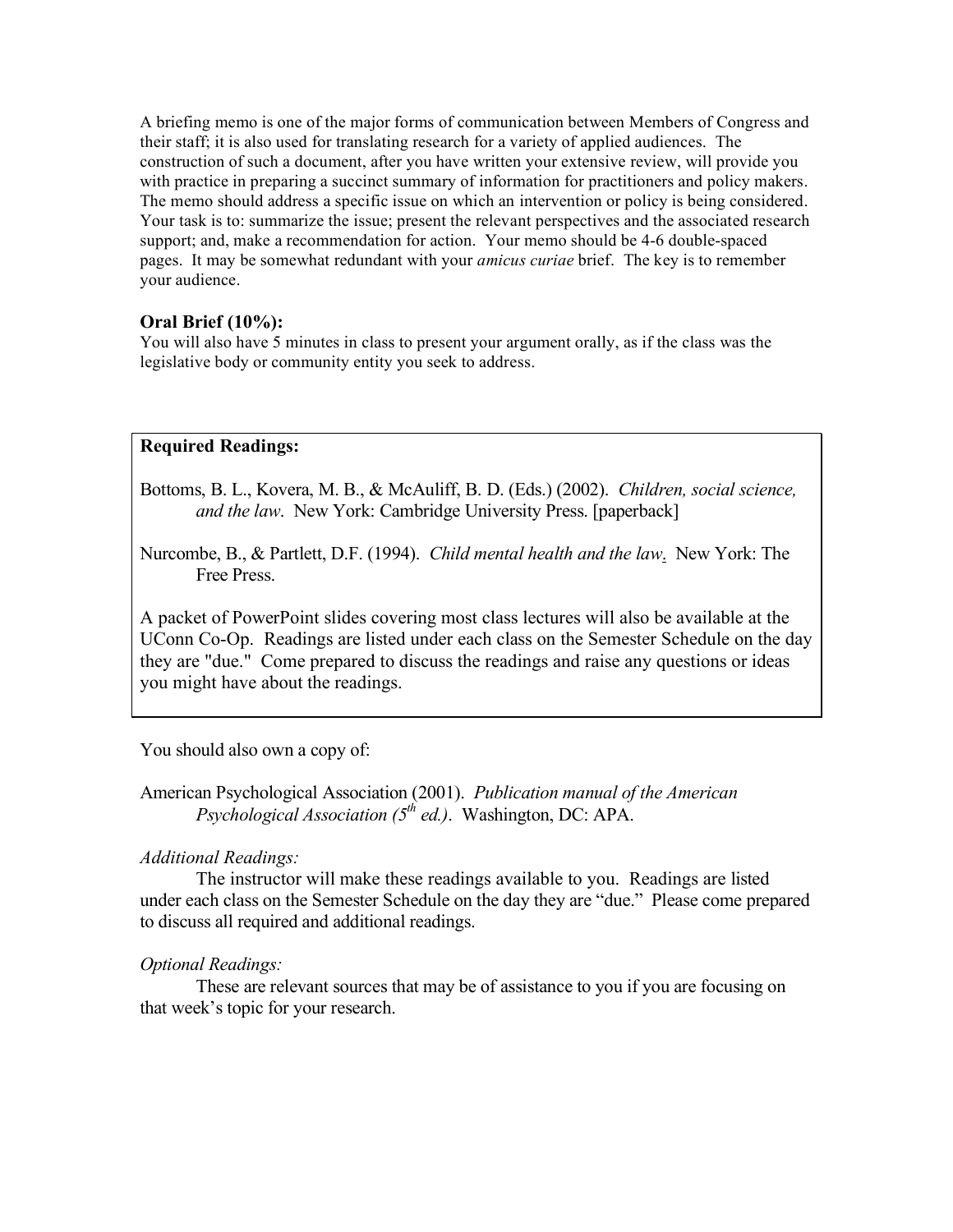A briefing memo is one of the major forms of communication between Members of Congress and their staff; it is also used for translating research for a variety of applied audiences. The construction of such a document, after you have written your extensive review, will provide you with practice in preparing a succinct summary of information for practitioners and policy makers. The memo should address a specific issue on which an intervention or policy is being considered. Your task is to: summarize the issue; present the relevant perspectives and the associated research support; and, make a recommendation for action. Your memo should be 4-6 double-spaced pages. It may be somewhat redundant with your *amicus curiae* brief. The key is to remember your audience.

### Oral Brief (10%):

You will also have 5 minutes in class to present your argument orally, as if the class was the legislative body or community entity you seek to address.

### Required Readings:

Bottoms, B. L., Kovera, M. B., & McAuliff, B. D. (Eds.) (2002). *Children, social science, and the law*. New York: Cambridge University Press. [paperback]

Nurcombe, B., & Partlett, D.F. (1994). *Child mental health and the law*. New York: The Free Press.

A packet of PowerPoint slides covering most class lectures will also be available at the UConn Co-Op. Readings are listed under each class on the Semester Schedule on the day they are "due." Come prepared to discuss the readings and raise any questions or ideas you might have about the readings.

You should also own a copy of:

American Psychological Association (2001). *Publication manual of the American Psychological Association (5th ed.)*. Washington, DC: APA.

*Additional Readings:*

The instructor will make these readings available to you. Readings are listed under each class on the Semester Schedule on the day they are "due." Please come prepared to discuss all required and additional readings.

*Optional Readings:*

These are relevant sources that may be of assistance to you if you are focusing on that week's topic for your research.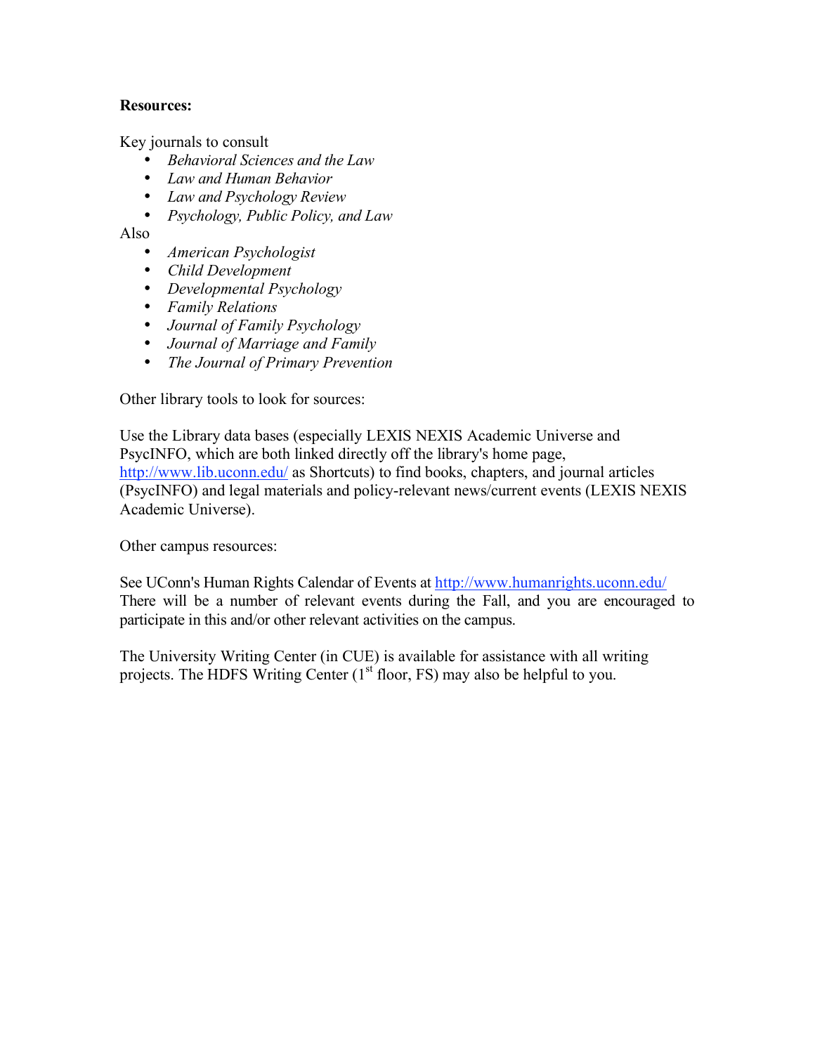**Resources:**

Key journals to consult

- *Behavioral Sciences and the Law*
- *Law and Human Behavior*
- *Law and Psychology Review*
- *Psychology, Public Policy, and Law*

Also

- *American Psychologist*
- *Child Development*
- *Developmental Psychology*
- *Family Relations*
- *Journal of Family Psychology*
- *Journal of Marriage and Family*
- *The Journal of Primary Prevention*

Other library tools to look for sources:

Use the Library data bases (especially LEXIS NEXIS Academic Universe and PsycINFO, which are both linked directly off the library's home page, http://www.lib.uconn.edu/ as Shortcuts) to find books, chapters, and journal articles (PsycINFO) and legal materials and policy-relevant news/current events (LEXIS NEXIS Academic Universe).

Other campus resources:

See UConn's Human Rights Calendar of Events at http://www.humanrights.uconn.edu/ There will be a number of relevant events during the Fall, and you are encouraged to participate in this and/or other relevant activities on the campus.

The University Writing Center (in CUE) is available for assistance with all writing projects. The HDFS Writing Center (1st floor, FS) may also be helpful to you.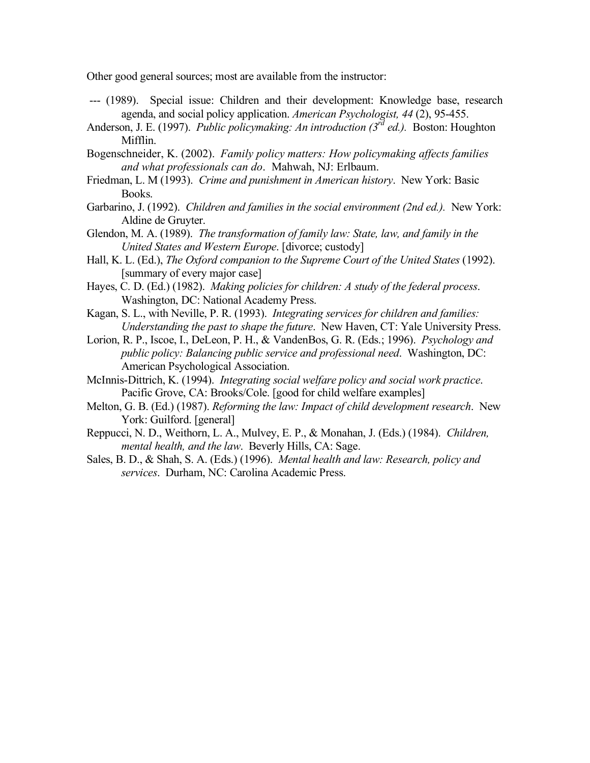Other good general sources; most are available from the instructor:

--- (1989). Special issue: Children and their development: Knowledge base, research agenda, and social policy application. *American Psychologist, 44* (2), 95-455.

Anderson, J. E. (1997). *Public policymaking: An introduction (3rd ed.).* Boston: Houghton Mifflin.

Bogenschneider, K. (2002). *Family policy matters: How policymaking affects families and what professionals can do*. Mahwah, NJ: Erlbaum.

Friedman, L. M (1993). *Crime and punishment in American history*. New York: Basic Books.

Garbarino, J. (1992). *Children and families in the social environment (2nd ed.).* New York: Aldine de Gruyter.

Glendon, M. A. (1989). *The transformation of family law: State, law, and family in the United States and Western Europe*. [divorce; custody]

Hall, K. L. (Ed.), *The Oxford companion to the Supreme Court of the United States* (1992). [summary of every major case]

Hayes, C. D. (Ed.) (1982). *Making policies for children: A study of the federal process*. Washington, DC: National Academy Press.

Kagan, S. L., with Neville, P. R. (1993). *Integrating services for children and families: Understanding the past to shape the future*. New Haven, CT: Yale University Press.

Lorion, R. P., Iscoe, I., DeLeon, P. H., & VandenBos, G. R. (Eds.; 1996). *Psychology and public policy: Balancing public service and professional need*. Washington, DC: American Psychological Association.

McInnis-Dittrich, K. (1994). *Integrating social welfare policy and social work practice*. Pacific Grove, CA: Brooks/Cole. [good for child welfare examples]

Melton, G. B. (Ed.) (1987). *Reforming the law: Impact of child development research*. New York: Guilford. [general]

Reppucci, N. D., Weithorn, L. A., Mulvey, E. P., & Monahan, J. (Eds.) (1984). *Children, mental health, and the law*. Beverly Hills, CA: Sage.

Sales, B. D., & Shah, S. A. (Eds.) (1996). *Mental health and law: Research, policy and services*. Durham, NC: Carolina Academic Press.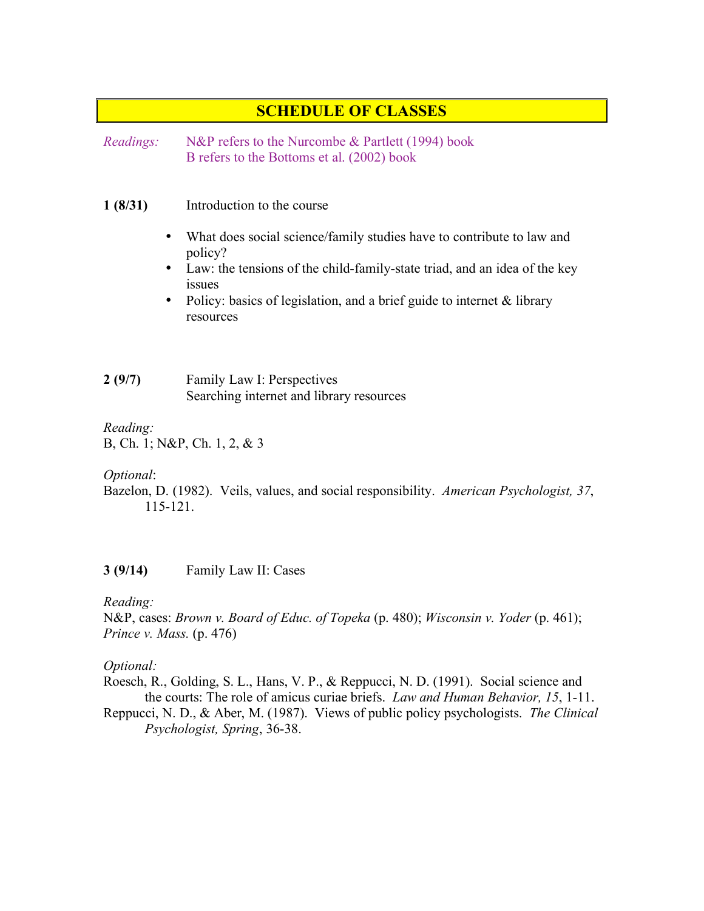## SCHEDULE OF CLASSES

*Readings:* N&P refers to the Nurcombe & Partlett (1994) book
B refers to the Bottoms et al. (2002) book

**1 (8/31)** Introduction to the course

- What does social science/family studies have to contribute to law and policy?
- Law: the tensions of the child-family-state triad, and an idea of the key issues
- Policy: basics of legislation, and a brief guide to internet & library resources

**2 (9/7)** Family Law I: Perspectives
Searching internet and library resources

*Reading:*
B, Ch. 1; N&P, Ch. 1, 2, & 3

*Optional*:
Bazelon, D. (1982). Veils, values, and social responsibility. *American Psychologist, 37*, 115-121.

**3 (9/14)** Family Law II: Cases

*Reading:*
N&P, cases: *Brown v. Board of Educ. of Topeka* (p. 480); *Wisconsin v. Yoder* (p. 461); *Prince v. Mass.* (p. 476)

*Optional:*
Roesch, R., Golding, S. L., Hans, V. P., & Reppucci, N. D. (1991). Social science and the courts: The role of amicus curiae briefs. *Law and Human Behavior, 15*, 1-11.
Reppucci, N. D., & Aber, M. (1987). Views of public policy psychologists. *The Clinical Psychologist, Spring*, 36-38.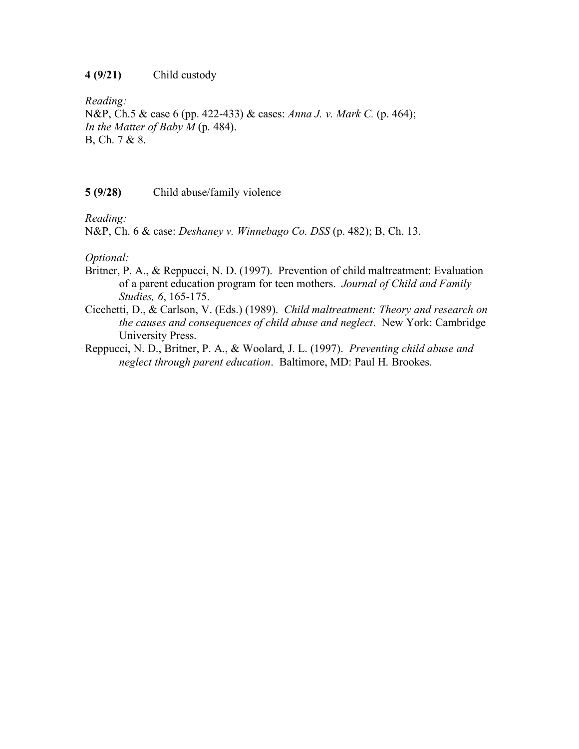**4 (9/21)** Child custody

*Reading:*
N&P, Ch.5 & case 6 (pp. 422-433) & cases: *Anna J. v. Mark C.* (p. 464); *In the Matter of Baby M* (p. 484).
B, Ch. 7 & 8.

**5 (9/28)** Child abuse/family violence

*Reading:*
N&P, Ch. 6 & case: *Deshaney v. Winnebago Co. DSS* (p. 482); B, Ch. 13.

*Optional:*

Britner, P. A., & Reppucci, N. D. (1997). Prevention of child maltreatment: Evaluation of a parent education program for teen mothers. *Journal of Child and Family Studies, 6*, 165-175.

Cicchetti, D., & Carlson, V. (Eds.) (1989). *Child maltreatment: Theory and research on the causes and consequences of child abuse and neglect*. New York: Cambridge University Press.

Reppucci, N. D., Britner, P. A., & Woolard, J. L. (1997). *Preventing child abuse and neglect through parent education*. Baltimore, MD: Paul H. Brookes.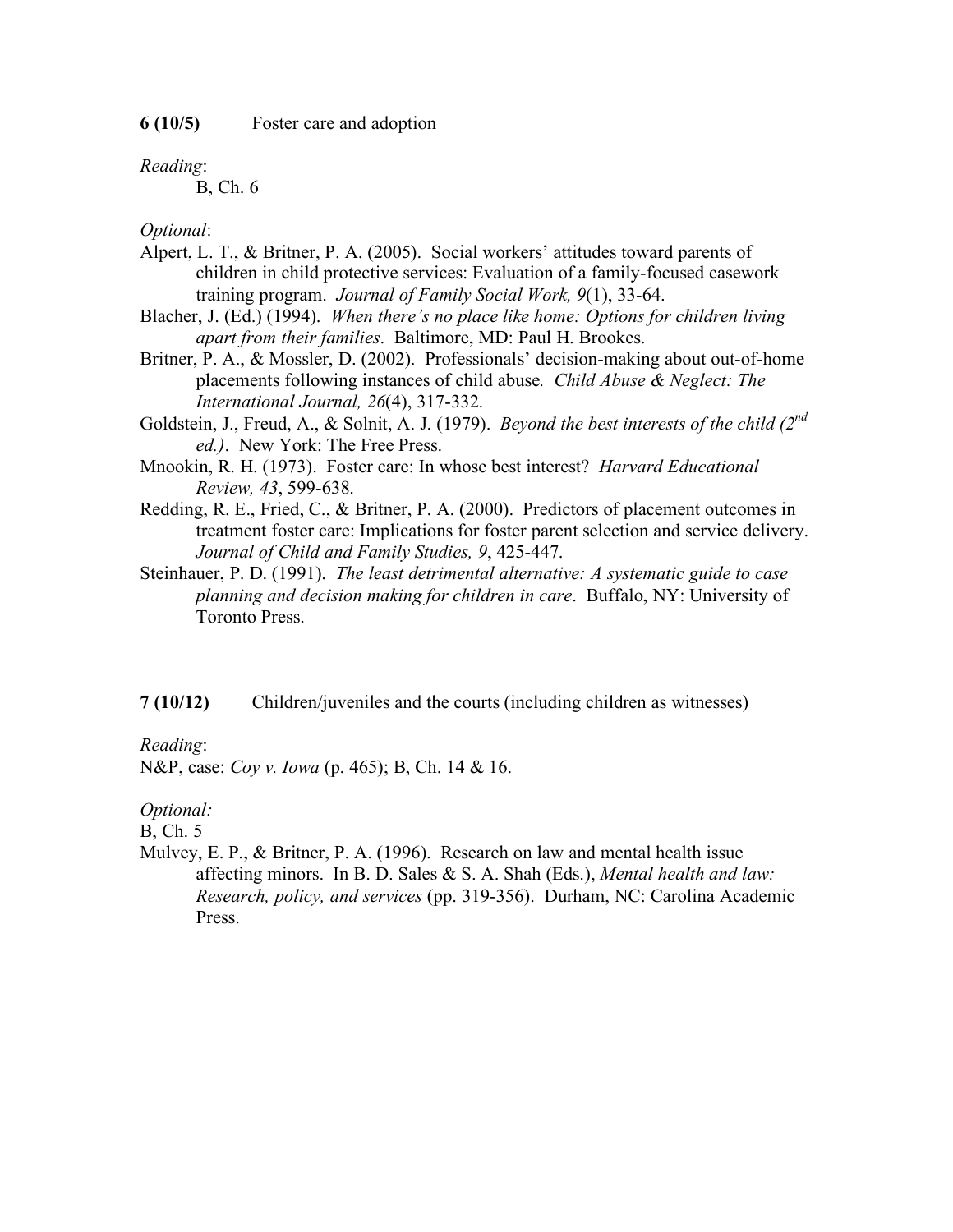**6 (10/5)** Foster care and adoption

*Reading*:

B, Ch. 6

*Optional*:

Alpert, L. T., & Britner, P. A. (2005). Social workers' attitudes toward parents of children in child protective services: Evaluation of a family-focused casework training program. *Journal of Family Social Work, 9*(1), 33-64.

Blacher, J. (Ed.) (1994). *When there's no place like home: Options for children living apart from their families*. Baltimore, MD: Paul H. Brookes.

Britner, P. A., & Mossler, D. (2002). Professionals' decision-making about out-of-home placements following instances of child abuse. *Child Abuse & Neglect: The International Journal, 26*(4), 317-332.

Goldstein, J., Freud, A., & Solnit, A. J. (1979). *Beyond the best interests of the child (2nd ed.)*. New York: The Free Press.

Mnookin, R. H. (1973). Foster care: In whose best interest? *Harvard Educational Review, 43*, 599-638.

Redding, R. E., Fried, C., & Britner, P. A. (2000). Predictors of placement outcomes in treatment foster care: Implications for foster parent selection and service delivery. *Journal of Child and Family Studies, 9*, 425-447.

Steinhauer, P. D. (1991). *The least detrimental alternative: A systematic guide to case planning and decision making for children in care*. Buffalo, NY: University of Toronto Press.

**7 (10/12)** Children/juveniles and the courts (including children as witnesses)

*Reading*:

N&P, case: *Coy v. Iowa* (p. 465); B, Ch. 14 & 16.

*Optional:*

B, Ch. 5

Mulvey, E. P., & Britner, P. A. (1996). Research on law and mental health issue affecting minors. In B. D. Sales & S. A. Shah (Eds.), *Mental health and law: Research, policy, and services* (pp. 319-356). Durham, NC: Carolina Academic Press.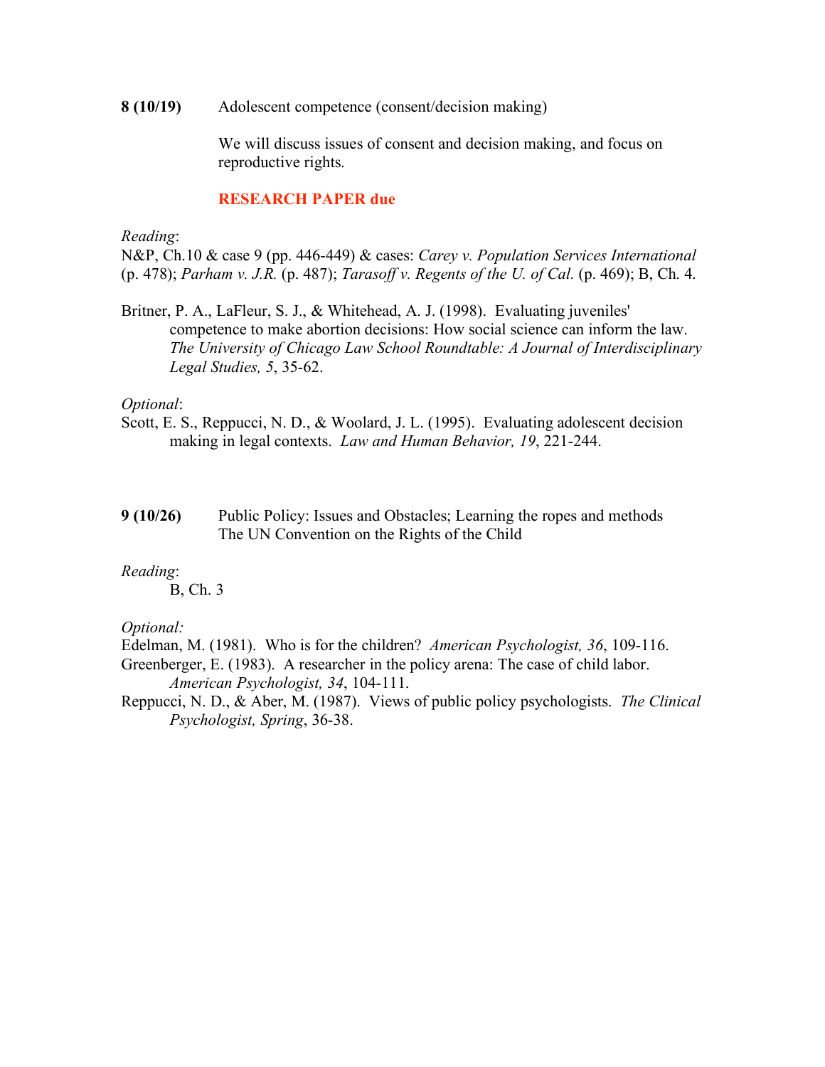**8 (10/19)** Adolescent competence (consent/decision making)

We will discuss issues of consent and decision making, and focus on reproductive rights.

**RESEARCH PAPER due**

*Reading*:

N&P, Ch.10 & case 9 (pp. 446-449) & cases: *Carey v. Population Services International* (p. 478); *Parham v. J.R.* (p. 487); *Tarasoff v. Regents of the U. of Cal.* (p. 469); B, Ch. 4.

Britner, P. A., LaFleur, S. J., & Whitehead, A. J. (1998). Evaluating juveniles' competence to make abortion decisions: How social science can inform the law. *The University of Chicago Law School Roundtable: A Journal of Interdisciplinary Legal Studies, 5*, 35-62.

*Optional*:

Scott, E. S., Reppucci, N. D., & Woolard, J. L. (1995). Evaluating adolescent decision making in legal contexts. *Law and Human Behavior, 19*, 221-244.

**9 (10/26)** Public Policy: Issues and Obstacles; Learning the ropes and methods
The UN Convention on the Rights of the Child

*Reading*:

B, Ch. 3

*Optional:*

Edelman, M. (1981). Who is for the children? *American Psychologist, 36*, 109-116.

Greenberger, E. (1983). A researcher in the policy arena: The case of child labor. *American Psychologist, 34*, 104-111.

Reppucci, N. D., & Aber, M. (1987). Views of public policy psychologists. *The Clinical Psychologist, Spring*, 36-38.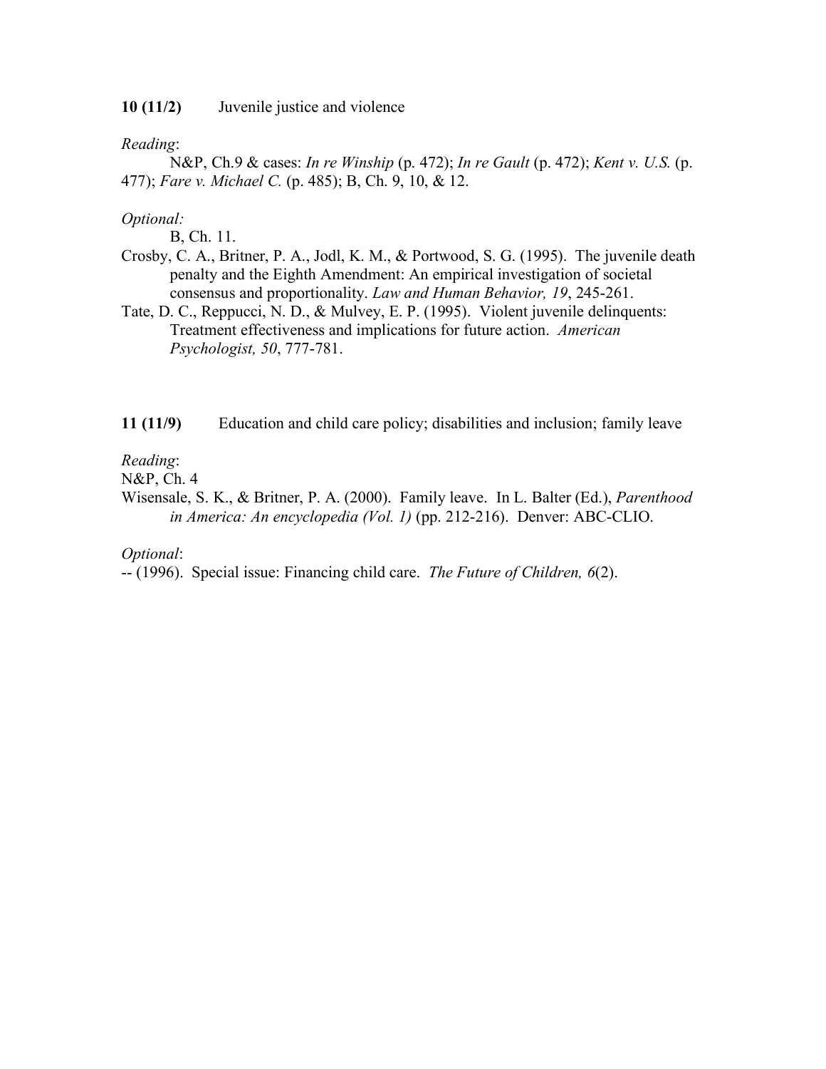**10 (11/2)** Juvenile justice and violence

*Reading*:

N&P, Ch.9 & cases: *In re Winship* (p. 472); *In re Gault* (p. 472); *Kent v. U.S.* (p. 477); *Fare v. Michael C.* (p. 485); B, Ch. 9, 10, & 12.

*Optional:*

B, Ch. 11.

Crosby, C. A., Britner, P. A., Jodl, K. M., & Portwood, S. G. (1995). The juvenile death penalty and the Eighth Amendment: An empirical investigation of societal consensus and proportionality. *Law and Human Behavior, 19*, 245-261.

Tate, D. C., Reppucci, N. D., & Mulvey, E. P. (1995). Violent juvenile delinquents: Treatment effectiveness and implications for future action. *American Psychologist, 50*, 777-781.

**11 (11/9)** Education and child care policy; disabilities and inclusion; family leave

*Reading*:

N&P, Ch. 4

Wisensale, S. K., & Britner, P. A. (2000). Family leave. In L. Balter (Ed.), *Parenthood in America: An encyclopedia (Vol. 1)* (pp. 212-216). Denver: ABC-CLIO.

*Optional*:

-- (1996). Special issue: Financing child care. *The Future of Children, 6*(2).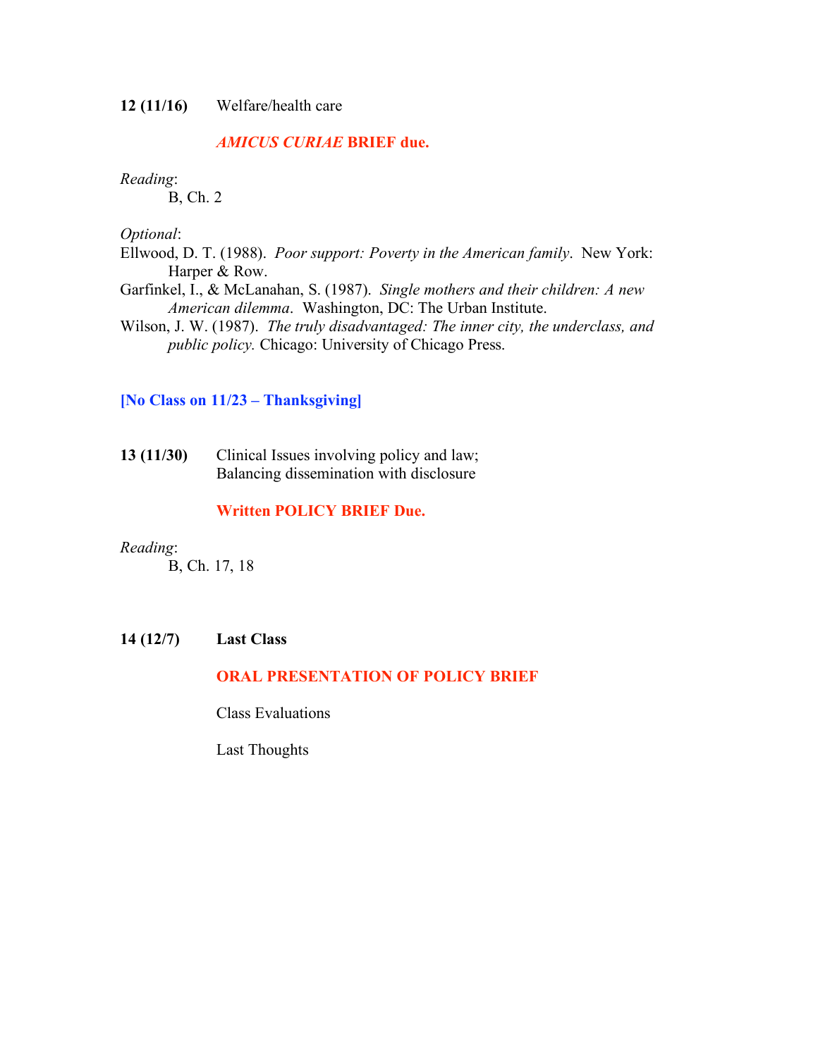**12 (11/16)** Welfare/health care

***AMICUS CURIAE* BRIEF due.**

*Reading*:

B, Ch. 2

*Optional*:

Ellwood, D. T. (1988). *Poor support: Poverty in the American family*. New York: Harper & Row.

Garfinkel, I., & McLanahan, S. (1987). *Single mothers and their children: A new American dilemma*. Washington, DC: The Urban Institute.

Wilson, J. W. (1987). *The truly disadvantaged: The inner city, the underclass, and public policy.* Chicago: University of Chicago Press.

**[No Class on 11/23 – Thanksgiving]**

**13 (11/30)** Clinical Issues involving policy and law; Balancing dissemination with disclosure

**Written POLICY BRIEF Due.**

*Reading*:

B, Ch. 17, 18

**14 (12/7)** **Last Class**

**ORAL PRESENTATION OF POLICY BRIEF**

Class Evaluations

Last Thoughts